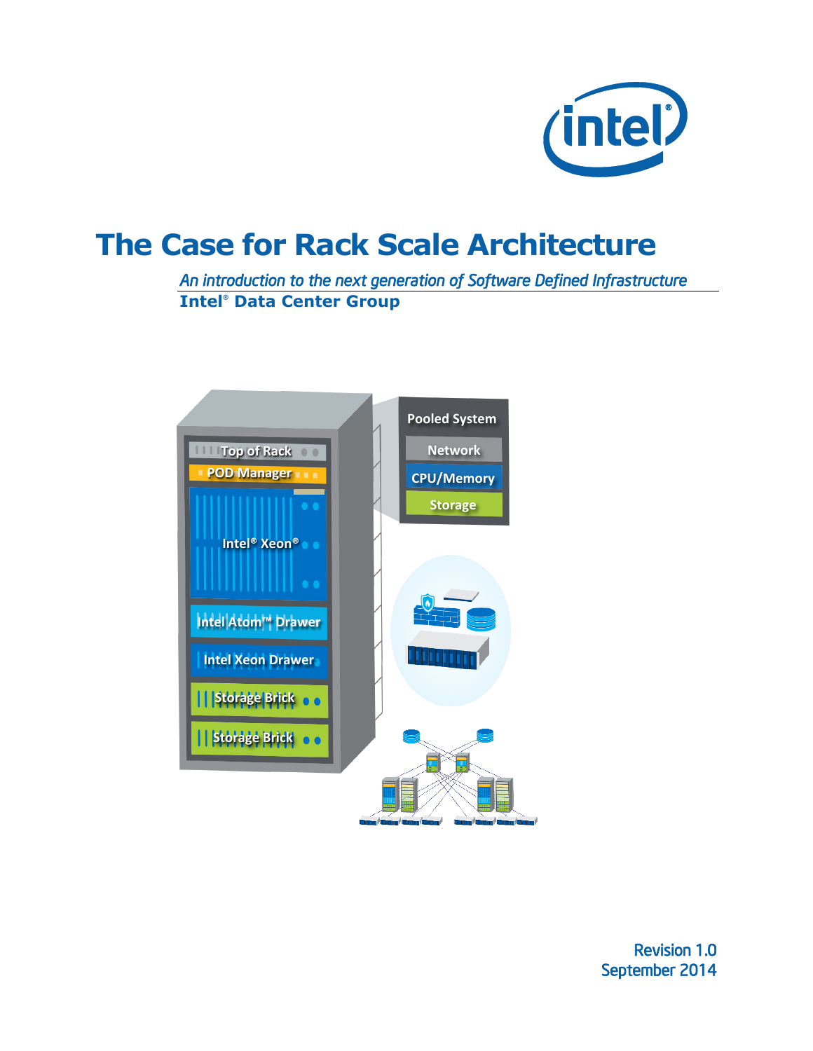# The Case for Rack Scale Architecture

*An introduction to the next generation of Software Defined Infrastructure*

**Intel® Data Center Group**

Revision 1.0
September 2014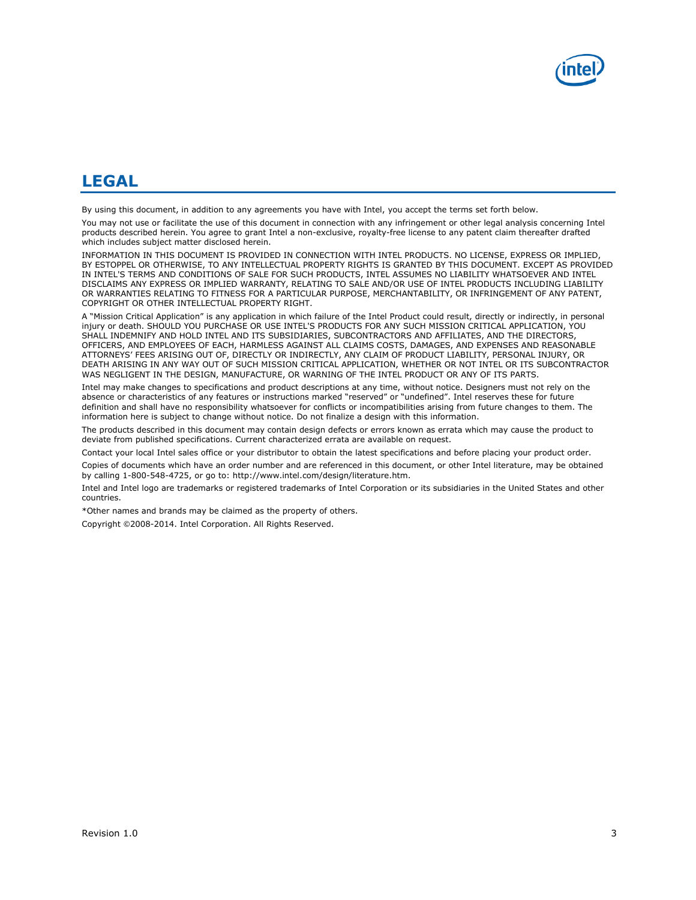# LEGAL

By using this document, in addition to any agreements you have with Intel, you accept the terms set forth below.

You may not use or facilitate the use of this document in connection with any infringement or other legal analysis concerning Intel products described herein. You agree to grant Intel a non-exclusive, royalty-free license to any patent claim thereafter drafted which includes subject matter disclosed herein.

INFORMATION IN THIS DOCUMENT IS PROVIDED IN CONNECTION WITH INTEL PRODUCTS. NO LICENSE, EXPRESS OR IMPLIED, BY ESTOPPEL OR OTHERWISE, TO ANY INTELLECTUAL PROPERTY RIGHTS IS GRANTED BY THIS DOCUMENT. EXCEPT AS PROVIDED IN INTEL'S TERMS AND CONDITIONS OF SALE FOR SUCH PRODUCTS, INTEL ASSUMES NO LIABILITY WHATSOEVER AND INTEL DISCLAIMS ANY EXPRESS OR IMPLIED WARRANTY, RELATING TO SALE AND/OR USE OF INTEL PRODUCTS INCLUDING LIABILITY OR WARRANTIES RELATING TO FITNESS FOR A PARTICULAR PURPOSE, MERCHANTABILITY, OR INFRINGEMENT OF ANY PATENT, COPYRIGHT OR OTHER INTELLECTUAL PROPERTY RIGHT.

A "Mission Critical Application" is any application in which failure of the Intel Product could result, directly or indirectly, in personal injury or death. SHOULD YOU PURCHASE OR USE INTEL'S PRODUCTS FOR ANY SUCH MISSION CRITICAL APPLICATION, YOU SHALL INDEMNIFY AND HOLD INTEL AND ITS SUBSIDIARIES, SUBCONTRACTORS AND AFFILIATES, AND THE DIRECTORS, OFFICERS, AND EMPLOYEES OF EACH, HARMLESS AGAINST ALL CLAIMS COSTS, DAMAGES, AND EXPENSES AND REASONABLE ATTORNEYS' FEES ARISING OUT OF, DIRECTLY OR INDIRECTLY, ANY CLAIM OF PRODUCT LIABILITY, PERSONAL INJURY, OR DEATH ARISING IN ANY WAY OUT OF SUCH MISSION CRITICAL APPLICATION, WHETHER OR NOT INTEL OR ITS SUBCONTRACTOR WAS NEGLIGENT IN THE DESIGN, MANUFACTURE, OR WARNING OF THE INTEL PRODUCT OR ANY OF ITS PARTS.

Intel may make changes to specifications and product descriptions at any time, without notice. Designers must not rely on the absence or characteristics of any features or instructions marked "reserved" or "undefined". Intel reserves these for future definition and shall have no responsibility whatsoever for conflicts or incompatibilities arising from future changes to them. The information here is subject to change without notice. Do not finalize a design with this information.

The products described in this document may contain design defects or errors known as errata which may cause the product to deviate from published specifications. Current characterized errata are available on request.

Contact your local Intel sales office or your distributor to obtain the latest specifications and before placing your product order.

Copies of documents which have an order number and are referenced in this document, or other Intel literature, may be obtained by calling 1-800-548-4725, or go to: http://www.intel.com/design/literature.htm.

Intel and Intel logo are trademarks or registered trademarks of Intel Corporation or its subsidiaries in the United States and other countries.

*Other names and brands may be claimed as the property of others.

Copyright ©2008-2014. Intel Corporation. All Rights Reserved.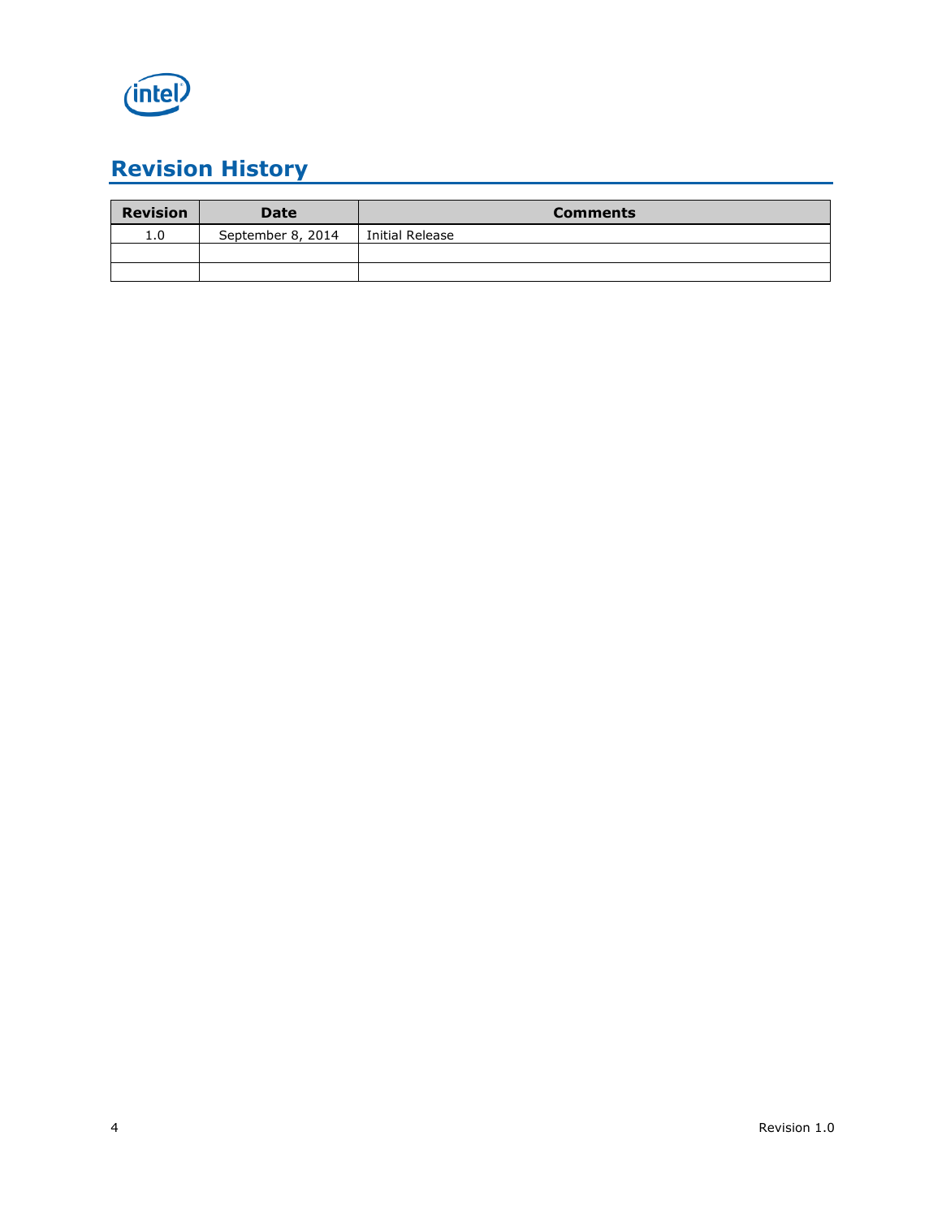# Revision History

| Revision | Date | Comments |
|---|---|---|
| 1.0 | September 8, 2014 | Initial Release |
| | | |
| | | |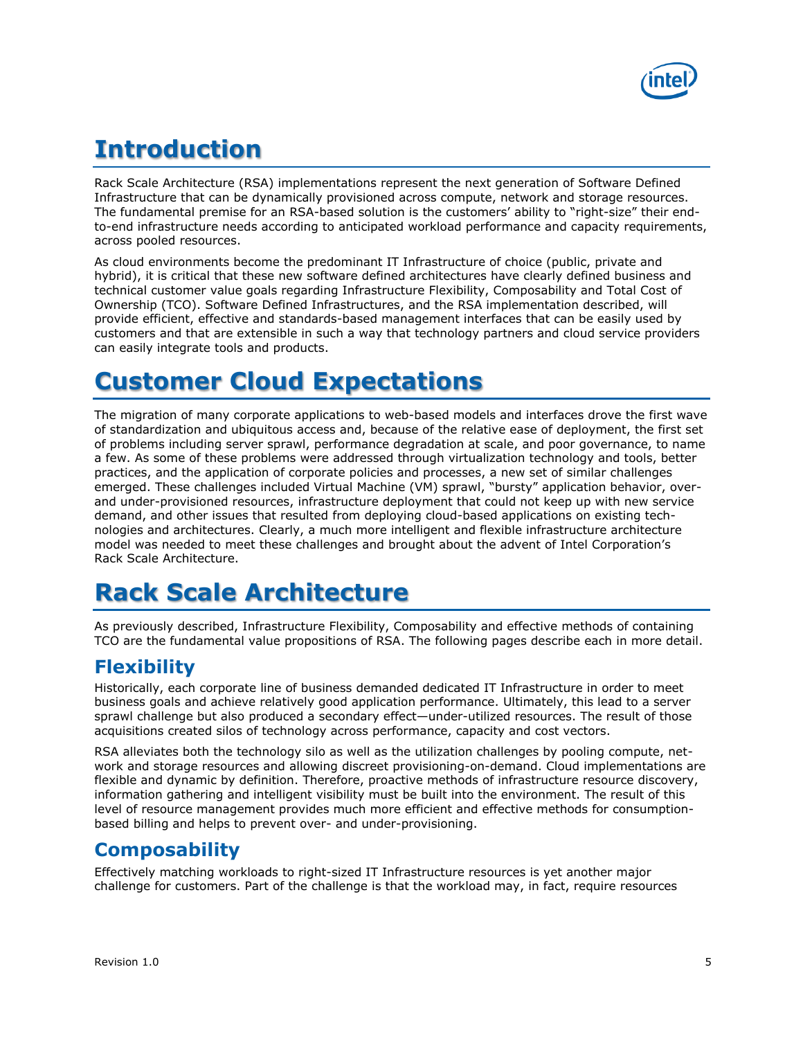# Introduction

Rack Scale Architecture (RSA) implementations represent the next generation of Software Defined Infrastructure that can be dynamically provisioned across compute, network and storage resources. The fundamental premise for an RSA-based solution is the customers' ability to "right-size" their end-to-end infrastructure needs according to anticipated workload performance and capacity requirements, across pooled resources.

As cloud environments become the predominant IT Infrastructure of choice (public, private and hybrid), it is critical that these new software defined architectures have clearly defined business and technical customer value goals regarding Infrastructure Flexibility, Composability and Total Cost of Ownership (TCO). Software Defined Infrastructures, and the RSA implementation described, will provide efficient, effective and standards-based management interfaces that can be easily used by customers and that are extensible in such a way that technology partners and cloud service providers can easily integrate tools and products.

# Customer Cloud Expectations

The migration of many corporate applications to web-based models and interfaces drove the first wave of standardization and ubiquitous access and, because of the relative ease of deployment, the first set of problems including server sprawl, performance degradation at scale, and poor governance, to name a few. As some of these problems were addressed through virtualization technology and tools, better practices, and the application of corporate policies and processes, a new set of similar challenges emerged. These challenges included Virtual Machine (VM) sprawl, "bursty" application behavior, over- and under-provisioned resources, infrastructure deployment that could not keep up with new service demand, and other issues that resulted from deploying cloud-based applications on existing technologies and architectures. Clearly, a much more intelligent and flexible infrastructure architecture model was needed to meet these challenges and brought about the advent of Intel Corporation's Rack Scale Architecture.

# Rack Scale Architecture

As previously described, Infrastructure Flexibility, Composability and effective methods of containing TCO are the fundamental value propositions of RSA. The following pages describe each in more detail.

## Flexibility

Historically, each corporate line of business demanded dedicated IT Infrastructure in order to meet business goals and achieve relatively good application performance. Ultimately, this lead to a server sprawl challenge but also produced a secondary effect—under-utilized resources. The result of those acquisitions created silos of technology across performance, capacity and cost vectors.

RSA alleviates both the technology silo as well as the utilization challenges by pooling compute, network and storage resources and allowing discreet provisioning-on-demand. Cloud implementations are flexible and dynamic by definition. Therefore, proactive methods of infrastructure resource discovery, information gathering and intelligent visibility must be built into the environment. The result of this level of resource management provides much more efficient and effective methods for consumption-based billing and helps to prevent over- and under-provisioning.

## Composability

Effectively matching workloads to right-sized IT Infrastructure resources is yet another major challenge for customers. Part of the challenge is that the workload may, in fact, require resources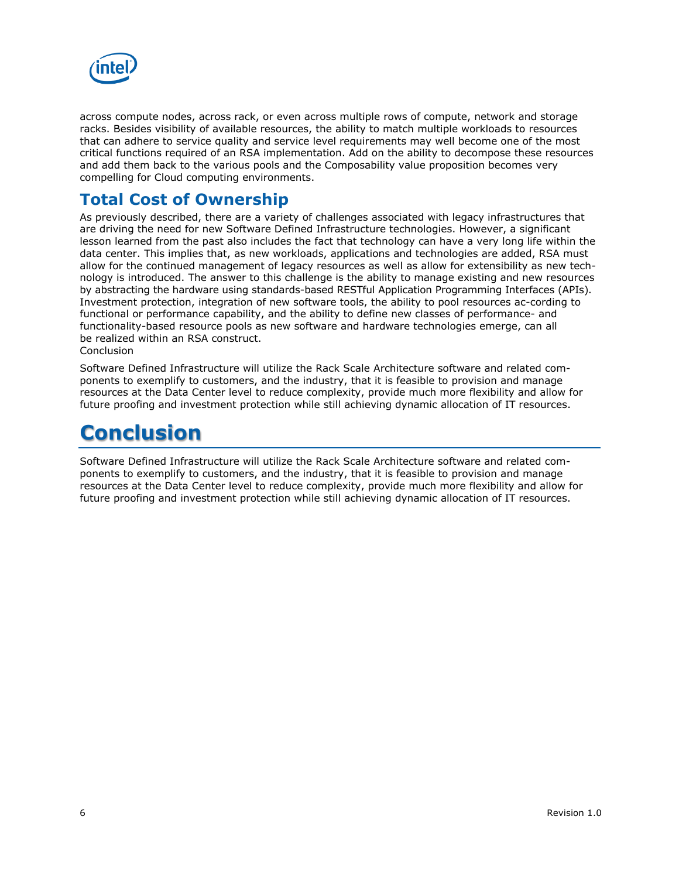across compute nodes, across rack, or even across multiple rows of compute, network and storage racks. Besides visibility of available resources, the ability to match multiple workloads to resources that can adhere to service quality and service level requirements may well become one of the most critical functions required of an RSA implementation. Add on the ability to decompose these resources and add them back to the various pools and the Composability value proposition becomes very compelling for Cloud computing environments.

## Total Cost of Ownership

As previously described, there are a variety of challenges associated with legacy infrastructures that are driving the need for new Software Defined Infrastructure technologies. However, a significant lesson learned from the past also includes the fact that technology can have a very long life within the data center. This implies that, as new workloads, applications and technologies are added, RSA must allow for the continued management of legacy resources as well as allow for extensibility as new technology is introduced. The answer to this challenge is the ability to manage existing and new resources by abstracting the hardware using standards-based RESTful Application Programming Interfaces (APIs). Investment protection, integration of new software tools, the ability to pool resources ac-cording to functional or performance capability, and the ability to define new classes of performance- and functionality-based resource pools as new software and hardware technologies emerge, can all be realized within an RSA construct.
Conclusion

Software Defined Infrastructure will utilize the Rack Scale Architecture software and related components to exemplify to customers, and the industry, that it is feasible to provision and manage resources at the Data Center level to reduce complexity, provide much more flexibility and allow for future proofing and investment protection while still achieving dynamic allocation of IT resources.

# Conclusion

Software Defined Infrastructure will utilize the Rack Scale Architecture software and related components to exemplify to customers, and the industry, that it is feasible to provision and manage resources at the Data Center level to reduce complexity, provide much more flexibility and allow for future proofing and investment protection while still achieving dynamic allocation of IT resources.